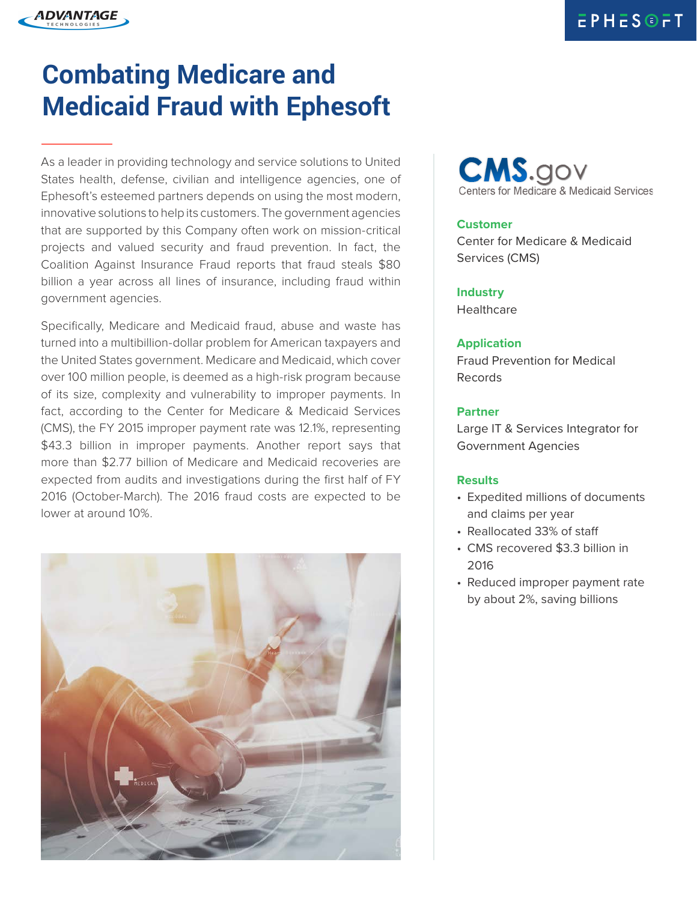# Combating Medicare and Medicaid Fraud with Ephesoft

As a leader in providing technology and service solutions to United States health, defense, civilian and intelligence agencies, one of Ephesoft's esteemed partners depends on using the most modern, innovative solutions to help its customers. The government agencies that are supported by this Company often work on mission-critical projects and valued security and fraud prevention. In fact, the Coalition Against Insurance Fraud reports that fraud steals $80 billion a year across all lines of insurance, including fraud within government agencies.

Specifically, Medicare and Medicaid fraud, abuse and waste has turned into a multibillion-dollar problem for American taxpayers and the United States government. Medicare and Medicaid, which cover over 100 million people, is deemed as a high-risk program because of its size, complexity and vulnerability to improper payments. In fact, according to the Center for Medicare & Medicaid Services (CMS), the FY 2015 improper payment rate was 12.1%, representing $43.3 billion in improper payments. Another report says that more than $2.77 billion of Medicare and Medicaid recoveries are expected from audits and investigations during the first half of FY 2016 (October-March). The 2016 fraud costs are expected to be lower at around 10%.

CMS.gov
Centers for Medicare & Medicaid Services

**Customer**
Center for Medicare & Medicaid Services (CMS)

**Industry**
Healthcare

**Application**
Fraud Prevention for Medical Records

**Partner**
Large IT & Services Integrator for Government Agencies

**Results**

- Expedited millions of documents and claims per year
- Reallocated 33% of staff
- CMS recovered $3.3 billion in 2016
- Reduced improper payment rate by about 2%, saving billions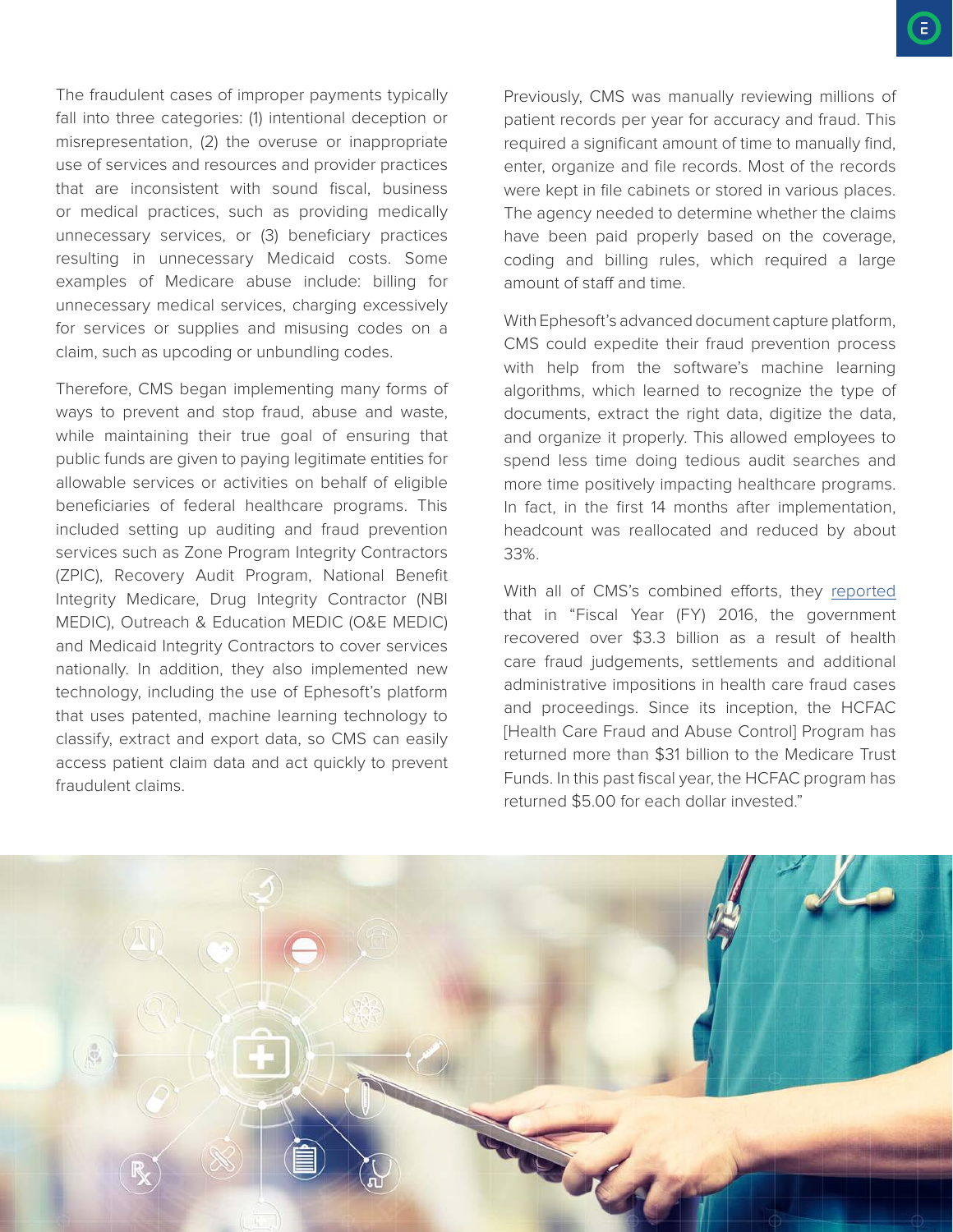The fraudulent cases of improper payments typically fall into three categories: (1) intentional deception or misrepresentation, (2) the overuse or inappropriate use of services and resources and provider practices that are inconsistent with sound fiscal, business or medical practices, such as providing medically unnecessary services, or (3) beneficiary practices resulting in unnecessary Medicaid costs. Some examples of Medicare abuse include: billing for unnecessary medical services, charging excessively for services or supplies and misusing codes on a claim, such as upcoding or unbundling codes.

Therefore, CMS began implementing many forms of ways to prevent and stop fraud, abuse and waste, while maintaining their true goal of ensuring that public funds are given to paying legitimate entities for allowable services or activities on behalf of eligible beneficiaries of federal healthcare programs. This included setting up auditing and fraud prevention services such as Zone Program Integrity Contractors (ZPIC), Recovery Audit Program, National Benefit Integrity Medicare, Drug Integrity Contractor (NBI MEDIC), Outreach & Education MEDIC (O&E MEDIC) and Medicaid Integrity Contractors to cover services nationally. In addition, they also implemented new technology, including the use of Ephesoft's platform that uses patented, machine learning technology to classify, extract and export data, so CMS can easily access patient claim data and act quickly to prevent fraudulent claims.

Previously, CMS was manually reviewing millions of patient records per year for accuracy and fraud. This required a significant amount of time to manually find, enter, organize and file records. Most of the records were kept in file cabinets or stored in various places. The agency needed to determine whether the claims have been paid properly based on the coverage, coding and billing rules, which required a large amount of staff and time.

With Ephesoft's advanced document capture platform, CMS could expedite their fraud prevention process with help from the software's machine learning algorithms, which learned to recognize the type of documents, extract the right data, digitize the data, and organize it properly. This allowed employees to spend less time doing tedious audit searches and more time positively impacting healthcare programs. In fact, in the first 14 months after implementation, headcount was reallocated and reduced by about 33%.

With all of CMS's combined efforts, they reported that in "Fiscal Year (FY) 2016, the government recovered over $3.3 billion as a result of health care fraud judgements, settlements and additional administrative impositions in health care fraud cases and proceedings. Since its inception, the HCFAC [Health Care Fraud and Abuse Control] Program has returned more than $31 billion to the Medicare Trust Funds. In this past fiscal year, the HCFAC program has returned $5.00 for each dollar invested."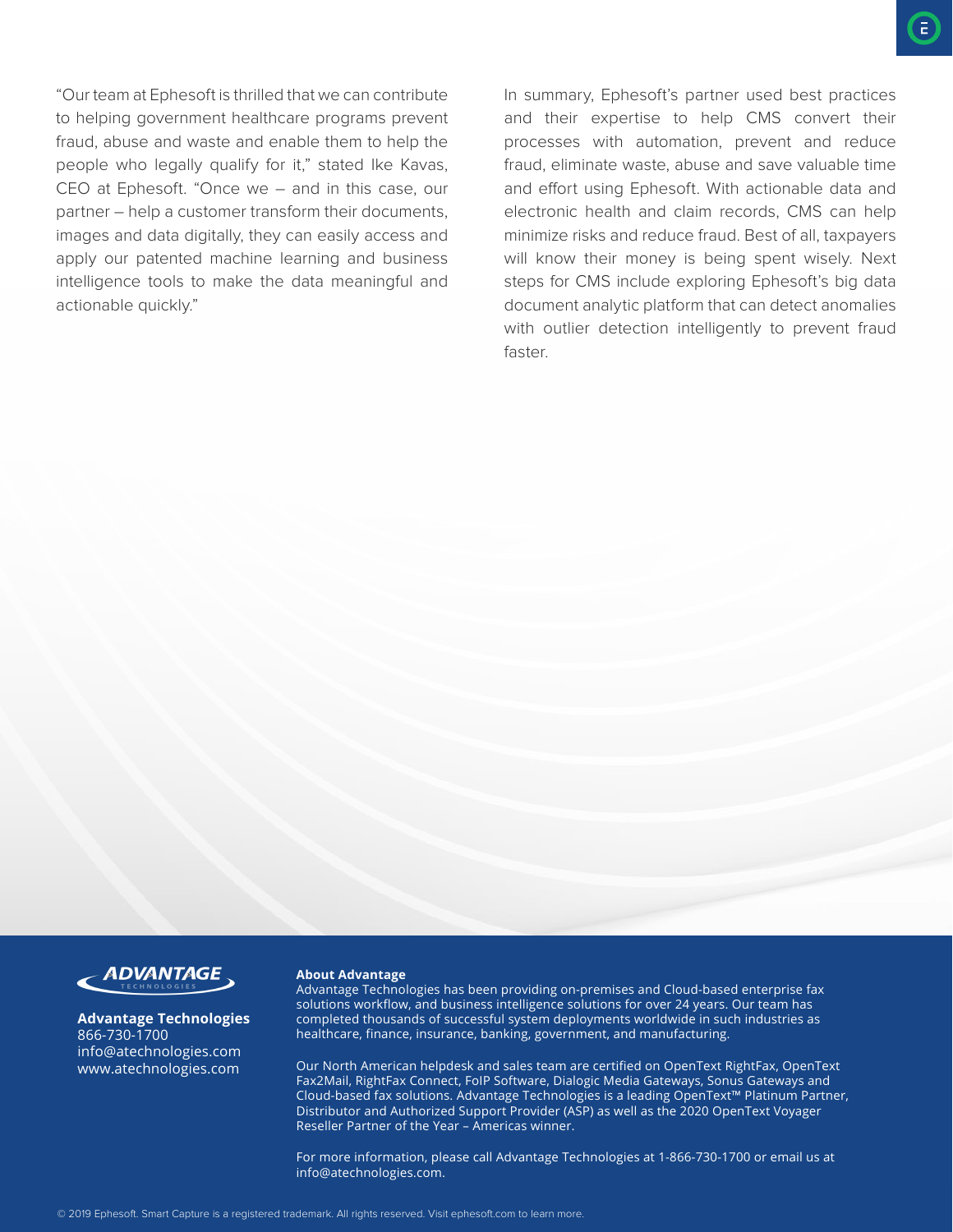"Our team at Ephesoft is thrilled that we can contribute to helping government healthcare programs prevent fraud, abuse and waste and enable them to help the people who legally qualify for it," stated Ike Kavas, CEO at Ephesoft. "Once we – and in this case, our partner – help a customer transform their documents, images and data digitally, they can easily access and apply our patented machine learning and business intelligence tools to make the data meaningful and actionable quickly."

In summary, Ephesoft's partner used best practices and their expertise to help CMS convert their processes with automation, prevent and reduce fraud, eliminate waste, abuse and save valuable time and effort using Ephesoft. With actionable data and electronic health and claim records, CMS can help minimize risks and reduce fraud. Best of all, taxpayers will know their money is being spent wisely. Next steps for CMS include exploring Ephesoft's big data document analytic platform that can detect anomalies with outlier detection intelligently to prevent fraud faster.

ADVANTAGE TECHNOLOGIES

**Advantage Technologies**
866-730-1700
info@atechnologies.com
www.atechnologies.com

**About Advantage**
Advantage Technologies has been providing on-premises and Cloud-based enterprise fax solutions workflow, and business intelligence solutions for over 24 years. Our team has completed thousands of successful system deployments worldwide in such industries as healthcare, finance, insurance, banking, government, and manufacturing.

Our North American helpdesk and sales team are certified on OpenText RightFax, OpenText Fax2Mail, RightFax Connect, FoIP Software, Dialogic Media Gateways, Sonus Gateways and Cloud-based fax solutions. Advantage Technologies is a leading OpenText™ Platinum Partner, Distributor and Authorized Support Provider (ASP) as well as the 2020 OpenText Voyager Reseller Partner of the Year – Americas winner.

For more information, please call Advantage Technologies at 1-866-730-1700 or email us at info@atechnologies.com.

© 2019 Ephesoft. Smart Capture is a registered trademark. All rights reserved. Visit ephesoft.com to learn more.